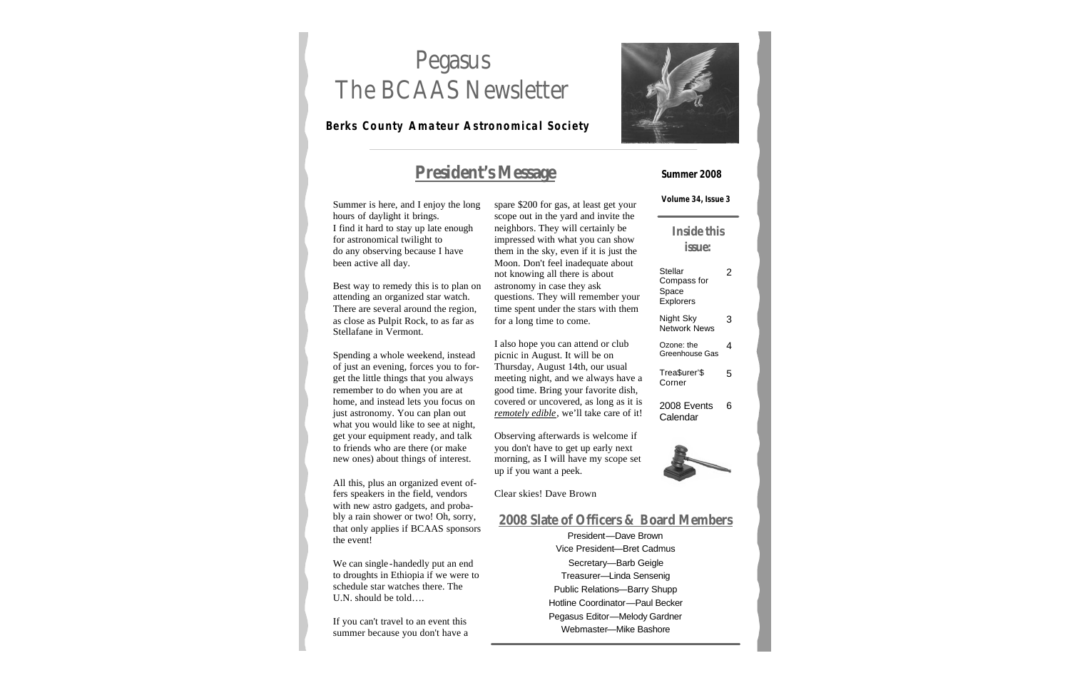# Pegasus
# The BCAAS Newsletter

**Berks County Amateur Astronomical Society**

**Summer 2008**

**Volume 34, Issue 3**

## President's Message

Summer is here, and I enjoy the long hours of daylight it brings. I find it hard to stay up late enough for astronomical twilight to do any observing because I have been active all day.

Best way to remedy this is to plan on attending an organized star watch. There are several around the region, as close as Pulpit Rock, to as far as Stellafane in Vermont.

Spending a whole weekend, instead of just an evening, forces you to forget the little things that you always remember to do when you are at home, and instead lets you focus on just astronomy. You can plan out what you would like to see at night, get your equipment ready, and talk to friends who are there (or make new ones) about things of interest.

All this, plus an organized event offers speakers in the field, vendors with new astro gadgets, and probably a rain shower or two! Oh, sorry, that only applies if BCAAS sponsors the event!

We can single-handedly put an end to droughts in Ethiopia if we were to schedule star watches there. The U.N. should be told….

If you can't travel to an event this summer because you don't have a spare $200 for gas, at least get your scope out in the yard and invite the neighbors. They will certainly be impressed with what you can show them in the sky, even if it is just the Moon. Don't feel inadequate about not knowing all there is about astronomy in case they ask questions. They will remember your time spent under the stars with them for a long time to come.

I also hope you can attend or club picnic in August. It will be on Thursday, August 14th, our usual meeting night, and we always have a good time. Bring your favorite dish, covered or uncovered, as long as it is *remotely edible*, we'll take care of it!

Observing afterwards is welcome if you don't have to get up early next morning, as I will have my scope set up if you want a peek.

Clear skies! Dave Brown

### Inside this issue:

| | |
|---|---|
| Stellar Compass for Space Explorers | 2 |
| Night Sky Network News | 3 |
| Ozone: the Greenhouse Gas | 4 |
| Trea$urer'$ Corner | 5 |
| 2008 Events Calendar | 6 |

## 2008 Slate of Officers & Board Members

President—Dave Brown
Vice President—Bret Cadmus
Secretary—Barb Geigle
Treasurer—Linda Sensenig
Public Relations—Barry Shupp
Hotline Coordinator—Paul Becker
Pegasus Editor—Melody Gardner
Webmaster—Mike Bashore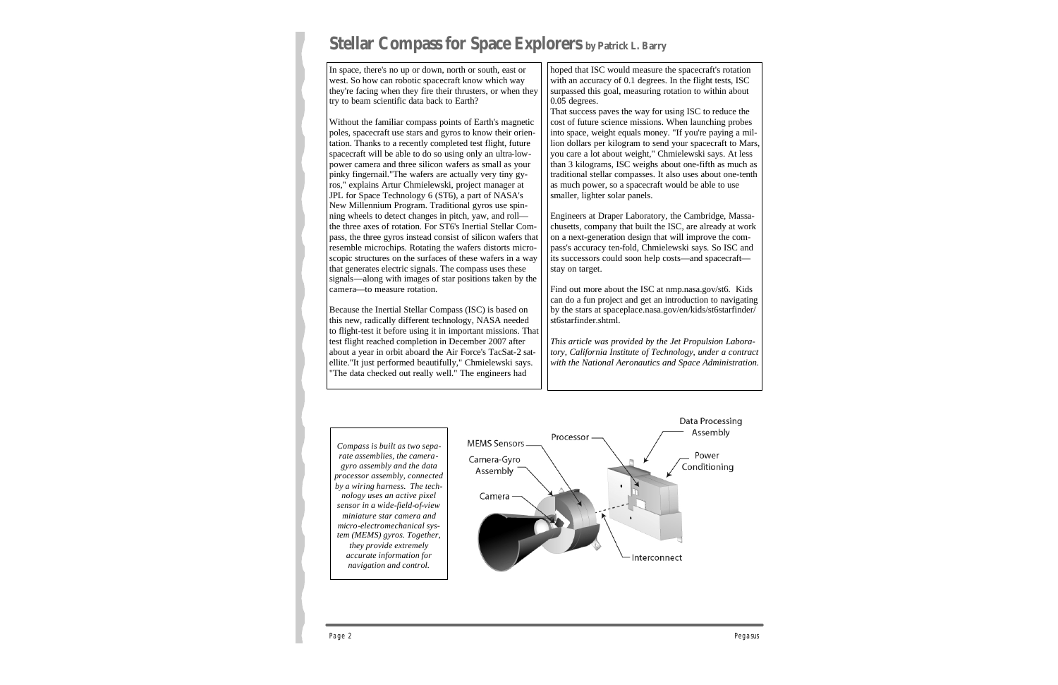# Stellar Compass for Space Explorers by Patrick L. Barry

In space, there's no up or down, north or south, east or west. So how can robotic spacecraft know which way they're facing when they fire their thrusters, or when they try to beam scientific data back to Earth?

Without the familiar compass points of Earth's magnetic poles, spacecraft use stars and gyros to know their orientation. Thanks to a recently completed test flight, future spacecraft will be able to do so using only an ultra-low-power camera and three silicon wafers as small as your pinky fingernail."The wafers are actually very tiny gyros," explains Artur Chmielewski, project manager at JPL for Space Technology 6 (ST6), a part of NASA's New Millennium Program. Traditional gyros use spinning wheels to detect changes in pitch, yaw, and roll—the three axes of rotation. For ST6's Inertial Stellar Compass, the three gyros instead consist of silicon wafers that resemble microchips. Rotating the wafers distorts microscopic structures on the surfaces of these wafers in a way that generates electric signals. The compass uses these signals—along with images of star positions taken by the camera—to measure rotation.

Because the Inertial Stellar Compass (ISC) is based on this new, radically different technology, NASA needed to flight-test it before using it in important missions. That test flight reached completion in December 2007 after about a year in orbit aboard the Air Force's TacSat-2 satellite."It just performed beautifully," Chmielewski says. "The data checked out really well." The engineers had hoped that ISC would measure the spacecraft's rotation with an accuracy of 0.1 degrees. In the flight tests, ISC surpassed this goal, measuring rotation to within about 0.05 degrees.

That success paves the way for using ISC to reduce the cost of future science missions. When launching probes into space, weight equals money. "If you're paying a million dollars per kilogram to send your spacecraft to Mars, you care a lot about weight," Chmielewski says. At less than 3 kilograms, ISC weighs about one-fifth as much as traditional stellar compasses. It also uses about one-tenth as much power, so a spacecraft would be able to use smaller, lighter solar panels.

Engineers at Draper Laboratory, the Cambridge, Massachusetts, company that built the ISC, are already at work on a next-generation design that will improve the compass's accuracy ten-fold, Chmielewski says. So ISC and its successors could soon help costs—and spacecraft—stay on target.

Find out more about the ISC at nmp.nasa.gov/st6. Kids can do a fun project and get an introduction to navigating by the stars at spaceplace.nasa.gov/en/kids/st6starfinder/st6starfinder.shtml.

*This article was provided by the Jet Propulsion Laboratory, California Institute of Technology, under a contract with the National Aeronautics and Space Administration.*

*Compass is built as two separate assemblies, the camera-gyro assembly and the data processor assembly, connected by a wiring harness. The technology uses an active pixel sensor in a wide-field-of-view miniature star camera and micro-electromechanical system (MEMS) gyros. Together, they provide extremely accurate information for navigation and control.*

MEMS Sensors · Processor · Data Processing Assembly · Power Conditioning · Camera-Gyro Assembly · Camera · Interconnect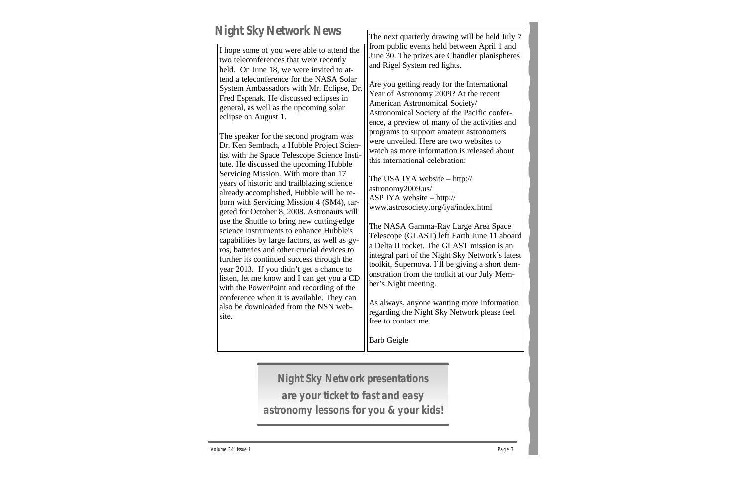## Night Sky Network News

I hope some of you were able to attend the two teleconferences that were recently held. On June 18, we were invited to attend a teleconference for the NASA Solar System Ambassadors with Mr. Eclipse, Dr. Fred Espenak. He discussed eclipses in general, as well as the upcoming solar eclipse on August 1.

The speaker for the second program was Dr. Ken Sembach, a Hubble Project Scientist with the Space Telescope Science Institute. He discussed the upcoming Hubble Servicing Mission. With more than 17 years of historic and trailblazing science already accomplished, Hubble will be reborn with Servicing Mission 4 (SM4), targeted for October 8, 2008. Astronauts will use the Shuttle to bring new cutting-edge science instruments to enhance Hubble's capabilities by large factors, as well as gyros, batteries and other crucial devices to further its continued success through the year 2013. If you didn't get a chance to listen, let me know and I can get you a CD with the PowerPoint and recording of the conference when it is available. They can also be downloaded from the NSN website.

The next quarterly drawing will be held July 7 from public events held between April 1 and June 30. The prizes are Chandler planispheres and Rigel System red lights.

Are you getting ready for the International Year of Astronomy 2009? At the recent American Astronomical Society/ Astronomical Society of the Pacific conference, a preview of many of the activities and programs to support amateur astronomers were unveiled. Here are two websites to watch as more information is released about this international celebration:

The USA IYA website – http://astronomy2009.us/
ASP IYA website – http://www.astrosociety.org/iya/index.html

The NASA Gamma-Ray Large Area Space Telescope (GLAST) left Earth June 11 aboard a Delta II rocket. The GLAST mission is an integral part of the Night Sky Network's latest toolkit, Supernova. I'll be giving a short demonstration from the toolkit at our July Member's Night meeting.

As always, anyone wanting more information regarding the Night Sky Network please feel free to contact me.

Barb Geigle

**Night Sky Network presentations are your ticket to fast and easy astronomy lessons for you & your kids!**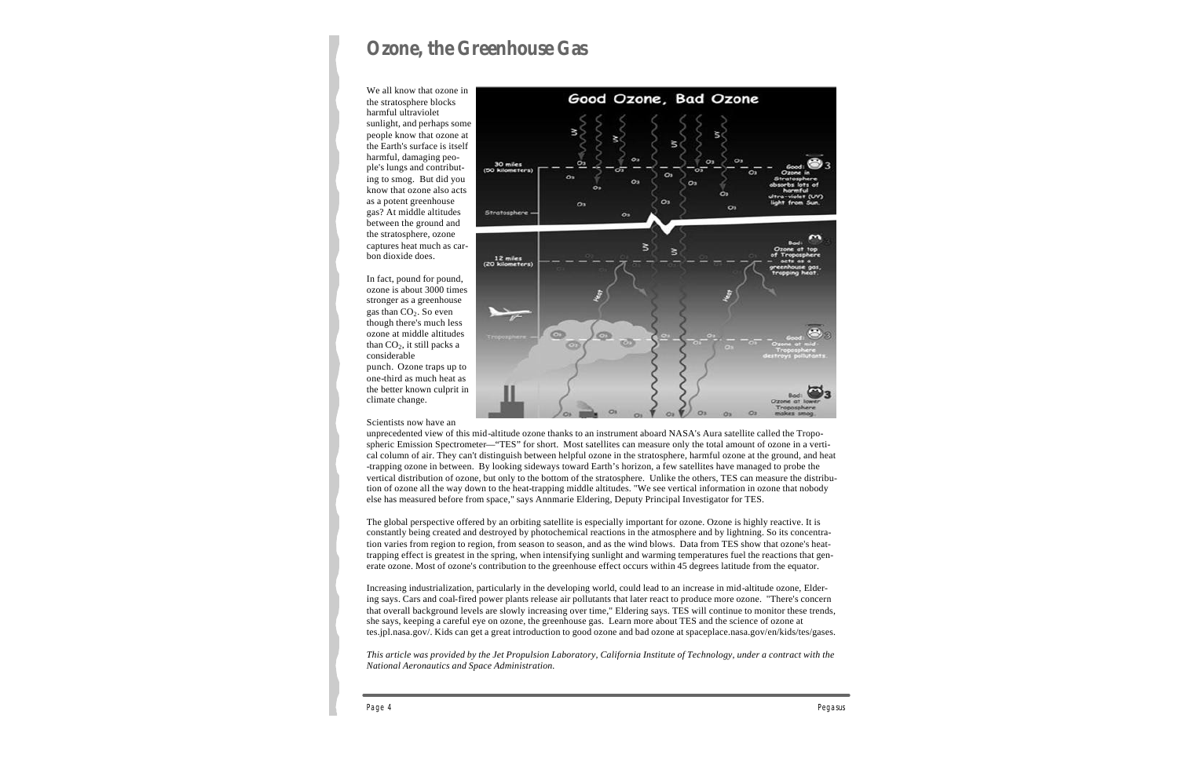# Ozone, the Greenhouse Gas

We all know that ozone in the stratosphere blocks harmful ultraviolet sunlight, and perhaps some people know that ozone at the Earth's surface is itself harmful, damaging people's lungs and contributing to smog. But did you know that ozone also acts as a potent greenhouse gas? At middle altitudes between the ground and the stratosphere, ozone captures heat much as carbon dioxide does.

In fact, pound for pound, ozone is about 3000 times stronger as a greenhouse gas than $CO_2$. So even though there's much less ozone at middle altitudes than $CO_2$, it still packs a considerable punch. Ozone traps up to one-third as much heat as the better known culprit in climate change.

Scientists now have an unprecedented view of this mid-altitude ozone thanks to an instrument aboard NASA's Aura satellite called the Tropospheric Emission Spectrometer—"TES" for short. Most satellites can measure only the total amount of ozone in a vertical column of air. They can't distinguish between helpful ozone in the stratosphere, harmful ozone at the ground, and heat-trapping ozone in between. By looking sideways toward Earth's horizon, a few satellites have managed to probe the vertical distribution of ozone, but only to the bottom of the stratosphere. Unlike the others, TES can measure the distribution of ozone all the way down to the heat-trapping middle altitudes. "We see vertical information in ozone that nobody else has measured before from space," says Annmarie Eldering, Deputy Principal Investigator for TES.

The global perspective offered by an orbiting satellite is especially important for ozone. Ozone is highly reactive. It is constantly being created and destroyed by photochemical reactions in the atmosphere and by lightning. So its concentration varies from region to region, from season to season, and as the wind blows. Data from TES show that ozone's heat-trapping effect is greatest in the spring, when intensifying sunlight and warming temperatures fuel the reactions that generate ozone. Most of ozone's contribution to the greenhouse effect occurs within 45 degrees latitude from the equator.

Increasing industrialization, particularly in the developing world, could lead to an increase in mid-altitude ozone, Eldering says. Cars and coal-fired power plants release air pollutants that later react to produce more ozone. "There's concern that overall background levels are slowly increasing over time," Eldering says. TES will continue to monitor these trends, she says, keeping a careful eye on ozone, the greenhouse gas. Learn more about TES and the science of ozone at tes.jpl.nasa.gov/. Kids can get a great introduction to good ozone and bad ozone at spaceplace.nasa.gov/en/kids/tes/gases.

*This article was provided by the Jet Propulsion Laboratory, California Institute of Technology, under a contract with the National Aeronautics and Space Administration.*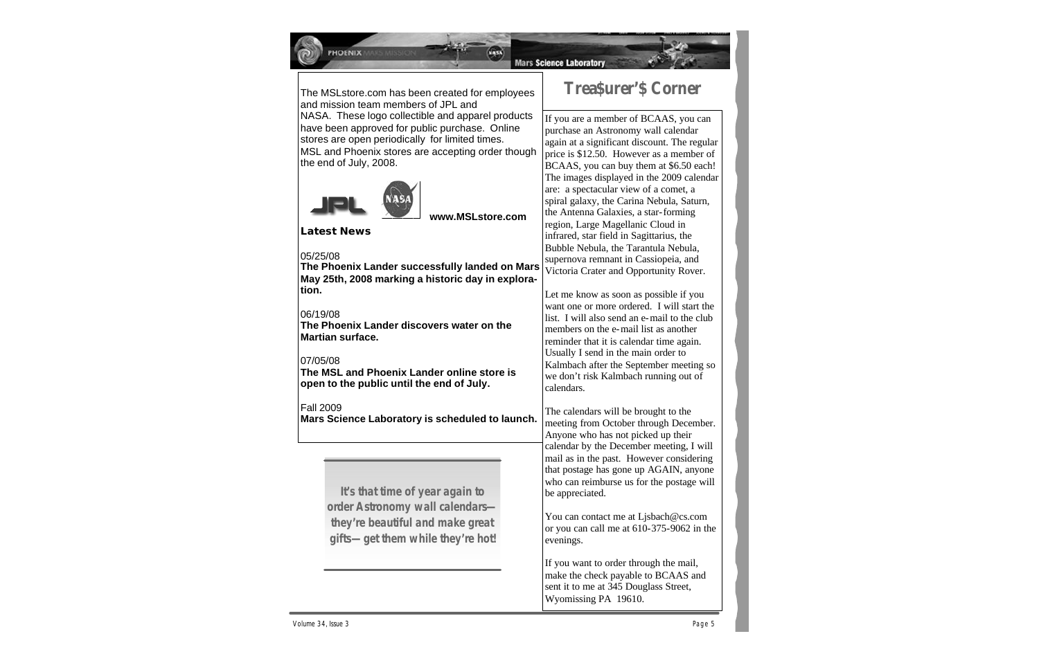The MSLstore.com has been created for employees and mission team members of JPL and NASA. These logo collectible and apparel products have been approved for public purchase. Online stores are open periodically for limited times. MSL and Phoenix stores are accepting order though the end of July, 2008.

**www.MSLstore.com**

### Latest News

05/25/08
**The Phoenix Lander successfully landed on Mars May 25th, 2008 marking a historic day in exploration.**

06/19/08
**The Phoenix Lander discovers water on the Martian surface.**

07/05/08
**The MSL and Phoenix Lander online store is open to the public until the end of July.**

Fall 2009
**Mars Science Laboratory is scheduled to launch.**

***It's that time of year again to order Astronomy wall calendars—they're beautiful and make great gifts—get them while they're hot!***

## Trea$urer's Corner

If you are a member of BCAAS, you can purchase an Astronomy wall calendar again at a significant discount. The regular price is $12.50. However as a member of BCAAS, you can buy them at $6.50 each! The images displayed in the 2009 calendar are: a spectacular view of a comet, a spiral galaxy, the Carina Nebula, Saturn, the Antenna Galaxies, a star-forming region, Large Magellanic Cloud in infrared, star field in Sagittarius, the Bubble Nebula, the Tarantula Nebula, supernova remnant in Cassiopeia, and Victoria Crater and Opportunity Rover.

Let me know as soon as possible if you want one or more ordered. I will start the list. I will also send an e-mail to the club members on the e-mail list as another reminder that it is calendar time again. Usually I send in the main order to Kalmbach after the September meeting so we don't risk Kalmbach running out of calendars.

The calendars will be brought to the meeting from October through December. Anyone who has not picked up their calendar by the December meeting, I will mail as in the past. However considering that postage has gone up AGAIN, anyone who can reimburse us for the postage will be appreciated.

You can contact me at Ljsbach@cs.com or you can call me at 610-375-9062 in the evenings.

If you want to order through the mail, make the check payable to BCAAS and sent it to me at 345 Douglass Street, Wyomissing PA 19610.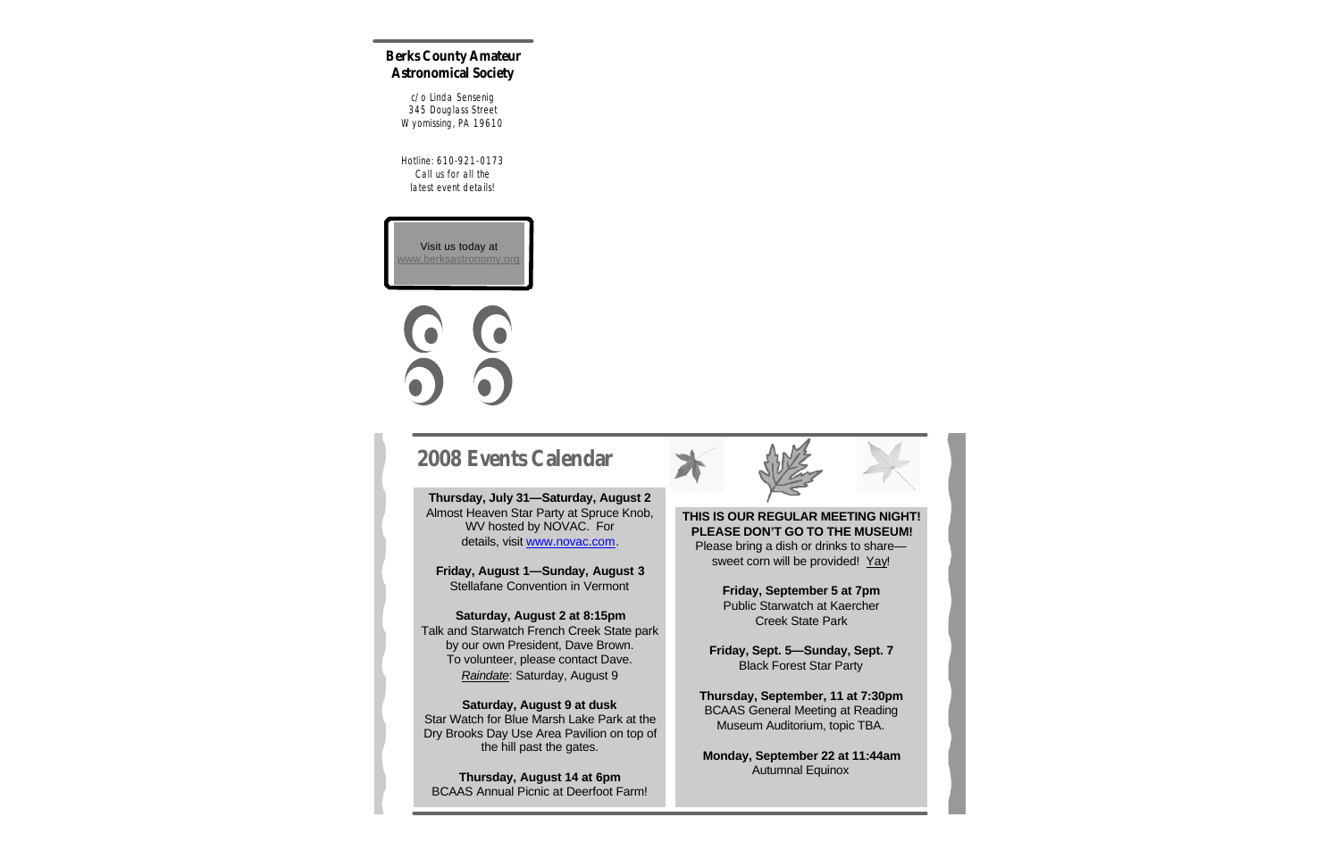**Berks County Amateur Astronomical Society**

c/o Linda Sensenig
345 Douglass Street
Wyomissing, PA 19610

Hotline: 610-921-0173
Call us for all the
latest event details!

Visit us today at
www.berksastronomy.org

## 2008 Events Calendar

**Thursday, July 31—Saturday, August 2**
Almost Heaven Star Party at Spruce Knob, WV hosted by NOVAC. For details, visit www.novac.com.

**Friday, August 1—Sunday, August 3**
Stellafane Convention in Vermont

**Saturday, August 2 at 8:15pm**
Talk and Starwatch French Creek State park by our own President, Dave Brown. To volunteer, please contact Dave.
*Raindate*: Saturday, August 9

**Saturday, August 9 at dusk**
Star Watch for Blue Marsh Lake Park at the Dry Brooks Day Use Area Pavilion on top of the hill past the gates.

**Thursday, August 14 at 6pm**
BCAAS Annual Picnic at Deerfoot Farm!

**THIS IS OUR REGULAR MEETING NIGHT! PLEASE DON'T GO TO THE MUSEUM!**
Please bring a dish or drinks to share—sweet corn will be provided! Yay!

**Friday, September 5 at 7pm**
Public Starwatch at Kaercher Creek State Park

**Friday, Sept. 5—Sunday, Sept. 7**
Black Forest Star Party

**Thursday, September, 11 at 7:30pm**
BCAAS General Meeting at Reading Museum Auditorium, topic TBA.

**Monday, September 22 at 11:44am**
Autumnal Equinox